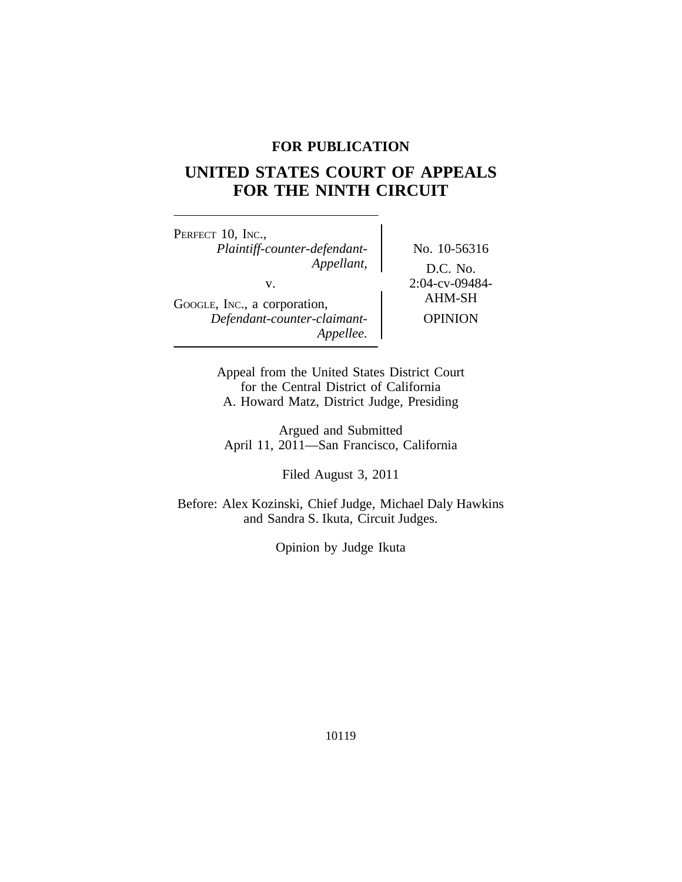**FOR PUBLICATION**

# UNITED STATES COURT OF APPEALS FOR THE NINTH CIRCUIT

---

PERFECT 10, INC.,
*Plaintiff-counter-defendant-Appellant,*

v.

GOOGLE, INC., a corporation,
*Defendant-counter-claimant-Appellee.*

No. 10-56316

D.C. No. 2:04-cv-09484-AHM-SH

OPINION

---

Appeal from the United States District Court
for the Central District of California
A. Howard Matz, District Judge, Presiding

Argued and Submitted
April 11, 2011—San Francisco, California

Filed August 3, 2011

Before: Alex Kozinski, Chief Judge, Michael Daly Hawkins
and Sandra S. Ikuta, Circuit Judges.

Opinion by Judge Ikuta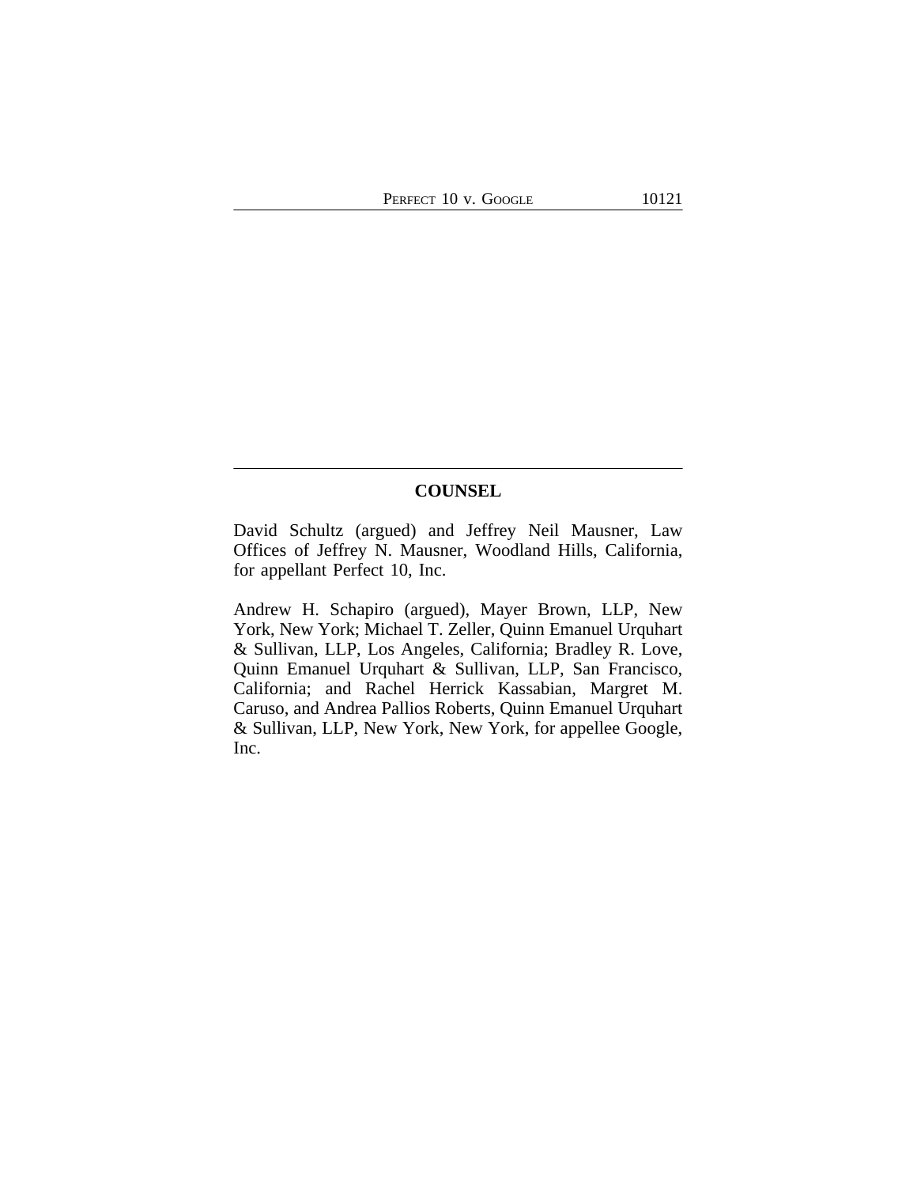## COUNSEL

David Schultz (argued) and Jeffrey Neil Mausner, Law Offices of Jeffrey N. Mausner, Woodland Hills, California, for appellant Perfect 10, Inc.

Andrew H. Schapiro (argued), Mayer Brown, LLP, New York, New York; Michael T. Zeller, Quinn Emanuel Urquhart & Sullivan, LLP, Los Angeles, California; Bradley R. Love, Quinn Emanuel Urquhart & Sullivan, LLP, San Francisco, California; and Rachel Herrick Kassabian, Margret M. Caruso, and Andrea Pallios Roberts, Quinn Emanuel Urquhart & Sullivan, LLP, New York, New York, for appellee Google, Inc.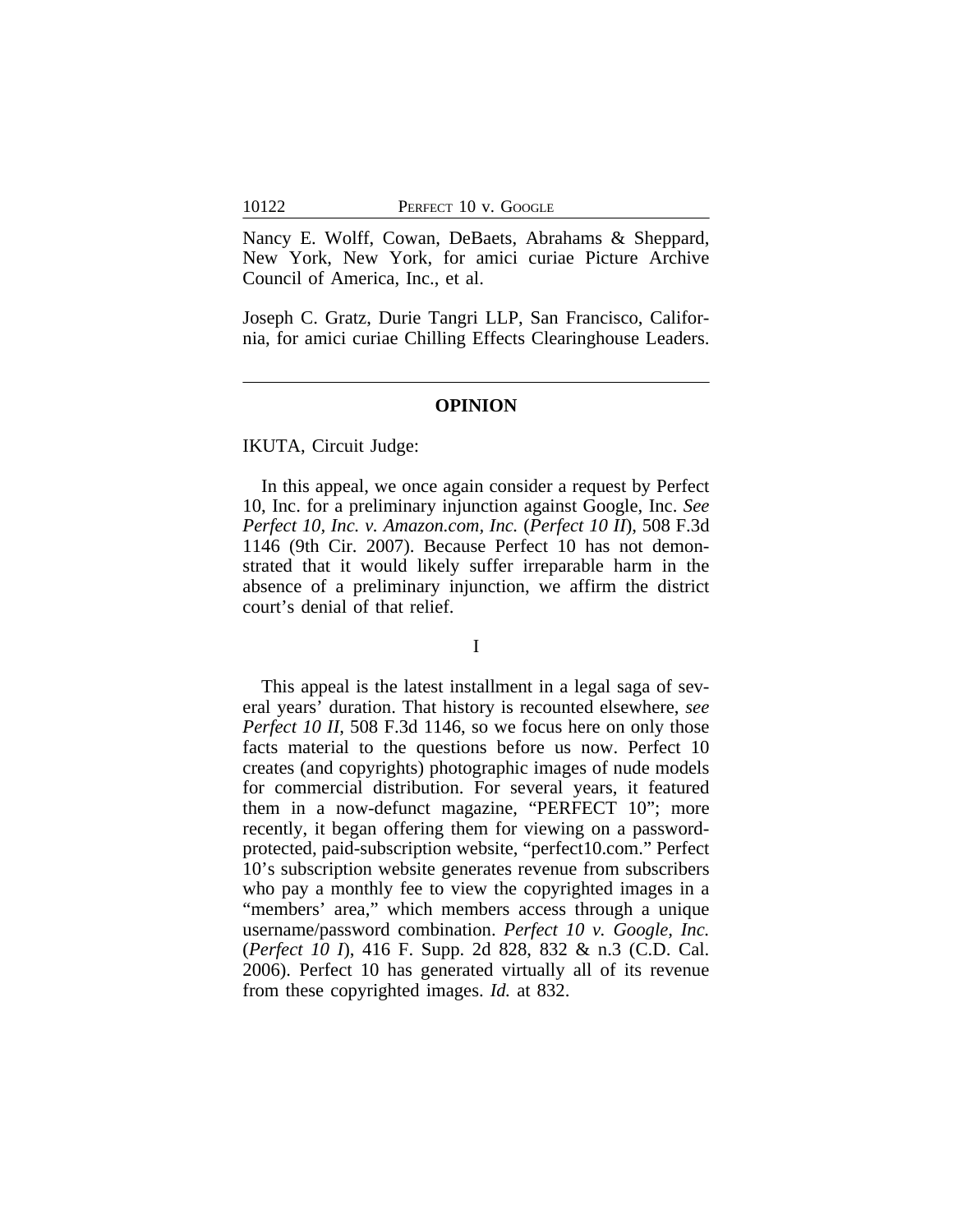Nancy E. Wolff, Cowan, DeBaets, Abrahams & Sheppard, New York, New York, for amici curiae Picture Archive Council of America, Inc., et al.

Joseph C. Gratz, Durie Tangri LLP, San Francisco, California, for amici curiae Chilling Effects Clearinghouse Leaders.

---

## OPINION

IKUTA, Circuit Judge:

In this appeal, we once again consider a request by Perfect 10, Inc. for a preliminary injunction against Google, Inc. *See Perfect 10, Inc. v. Amazon.com, Inc.* (*Perfect 10 II*), 508 F.3d 1146 (9th Cir. 2007). Because Perfect 10 has not demonstrated that it would likely suffer irreparable harm in the absence of a preliminary injunction, we affirm the district court's denial of that relief.

### I

This appeal is the latest installment in a legal saga of several years' duration. That history is recounted elsewhere, *see Perfect 10 II*, 508 F.3d 1146, so we focus here on only those facts material to the questions before us now. Perfect 10 creates (and copyrights) photographic images of nude models for commercial distribution. For several years, it featured them in a now-defunct magazine, "PERFECT 10"; more recently, it began offering them for viewing on a password-protected, paid-subscription website, "perfect10.com." Perfect 10's subscription website generates revenue from subscribers who pay a monthly fee to view the copyrighted images in a "members' area," which members access through a unique username/password combination. *Perfect 10 v. Google, Inc.* (*Perfect 10 I*), 416 F. Supp. 2d 828, 832 & n.3 (C.D. Cal. 2006). Perfect 10 has generated virtually all of its revenue from these copyrighted images. *Id.* at 832.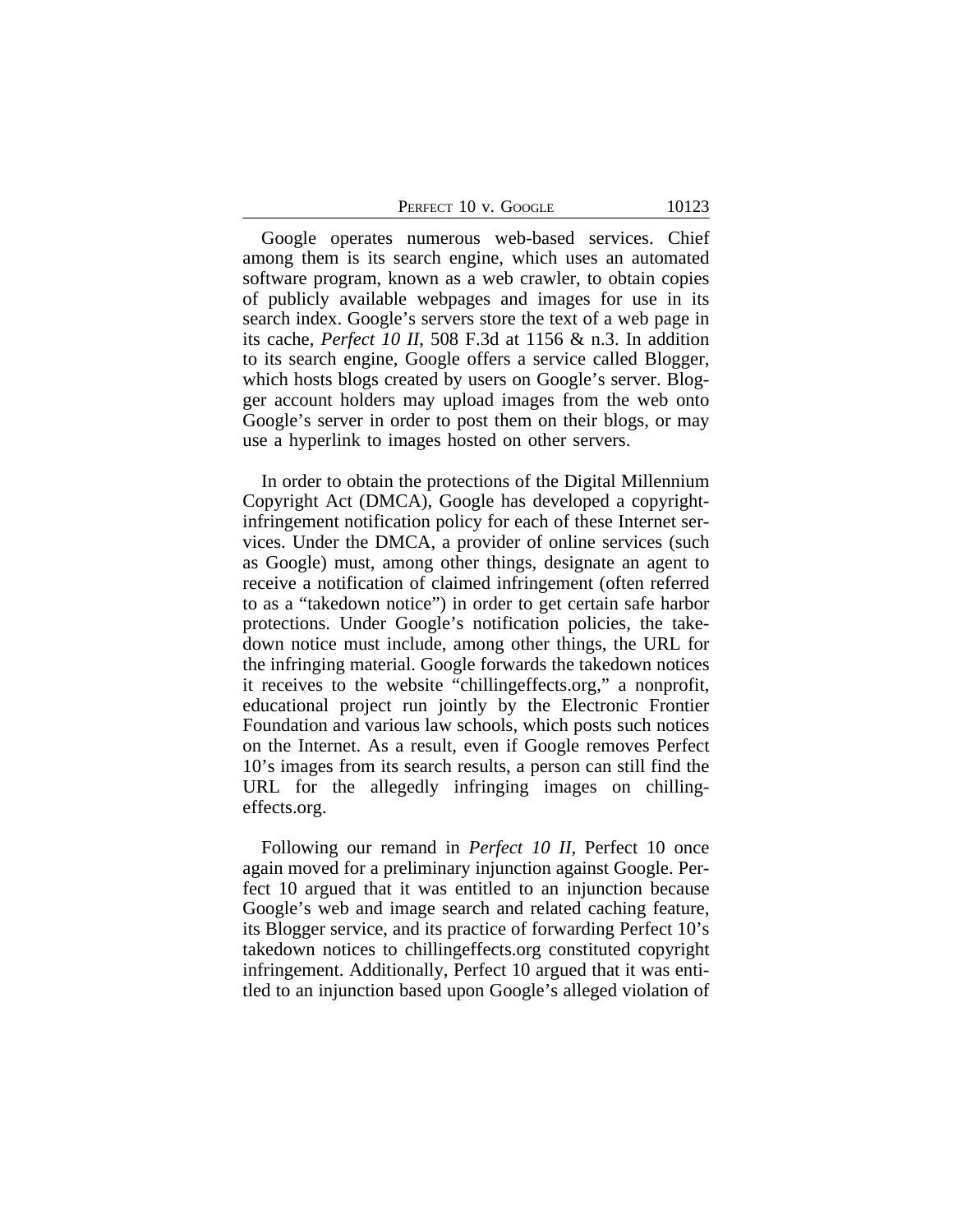Google operates numerous web-based services. Chief among them is its search engine, which uses an automated software program, known as a web crawler, to obtain copies of publicly available webpages and images for use in its search index. Google's servers store the text of a web page in its cache, *Perfect 10 II*, 508 F.3d at 1156 & n.3. In addition to its search engine, Google offers a service called Blogger, which hosts blogs created by users on Google's server. Blogger account holders may upload images from the web onto Google's server in order to post them on their blogs, or may use a hyperlink to images hosted on other servers.

In order to obtain the protections of the Digital Millennium Copyright Act (DMCA), Google has developed a copyright-infringement notification policy for each of these Internet services. Under the DMCA, a provider of online services (such as Google) must, among other things, designate an agent to receive a notification of claimed infringement (often referred to as a "takedown notice") in order to get certain safe harbor protections. Under Google's notification policies, the takedown notice must include, among other things, the URL for the infringing material. Google forwards the takedown notices it receives to the website "chillingeffects.org," a nonprofit, educational project run jointly by the Electronic Frontier Foundation and various law schools, which posts such notices on the Internet. As a result, even if Google removes Perfect 10's images from its search results, a person can still find the URL for the allegedly infringing images on chillingeffects.org.

Following our remand in *Perfect 10 II*, Perfect 10 once again moved for a preliminary injunction against Google. Perfect 10 argued that it was entitled to an injunction because Google's web and image search and related caching feature, its Blogger service, and its practice of forwarding Perfect 10's takedown notices to chillingeffects.org constituted copyright infringement. Additionally, Perfect 10 argued that it was entitled to an injunction based upon Google's alleged violation of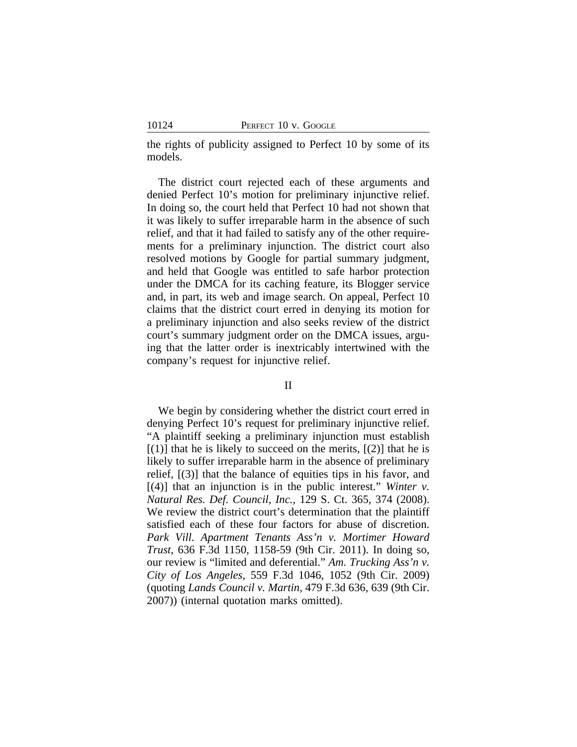the rights of publicity assigned to Perfect 10 by some of its models.

The district court rejected each of these arguments and denied Perfect 10's motion for preliminary injunctive relief. In doing so, the court held that Perfect 10 had not shown that it was likely to suffer irreparable harm in the absence of such relief, and that it had failed to satisfy any of the other requirements for a preliminary injunction. The district court also resolved motions by Google for partial summary judgment, and held that Google was entitled to safe harbor protection under the DMCA for its caching feature, its Blogger service and, in part, its web and image search. On appeal, Perfect 10 claims that the district court erred in denying its motion for a preliminary injunction and also seeks review of the district court's summary judgment order on the DMCA issues, arguing that the latter order is inextricably intertwined with the company's request for injunctive relief.

## II

We begin by considering whether the district court erred in denying Perfect 10's request for preliminary injunctive relief. "A plaintiff seeking a preliminary injunction must establish [(1)] that he is likely to succeed on the merits, [(2)] that he is likely to suffer irreparable harm in the absence of preliminary relief, [(3)] that the balance of equities tips in his favor, and [(4)] that an injunction is in the public interest." *Winter v. Natural Res. Def. Council, Inc.*, 129 S. Ct. 365, 374 (2008). We review the district court's determination that the plaintiff satisfied each of these four factors for abuse of discretion. *Park Vill. Apartment Tenants Ass'n v. Mortimer Howard Trust*, 636 F.3d 1150, 1158-59 (9th Cir. 2011). In doing so, our review is "limited and deferential." *Am. Trucking Ass'n v. City of Los Angeles*, 559 F.3d 1046, 1052 (9th Cir. 2009) (quoting *Lands Council v. Martin*, 479 F.3d 636, 639 (9th Cir. 2007)) (internal quotation marks omitted).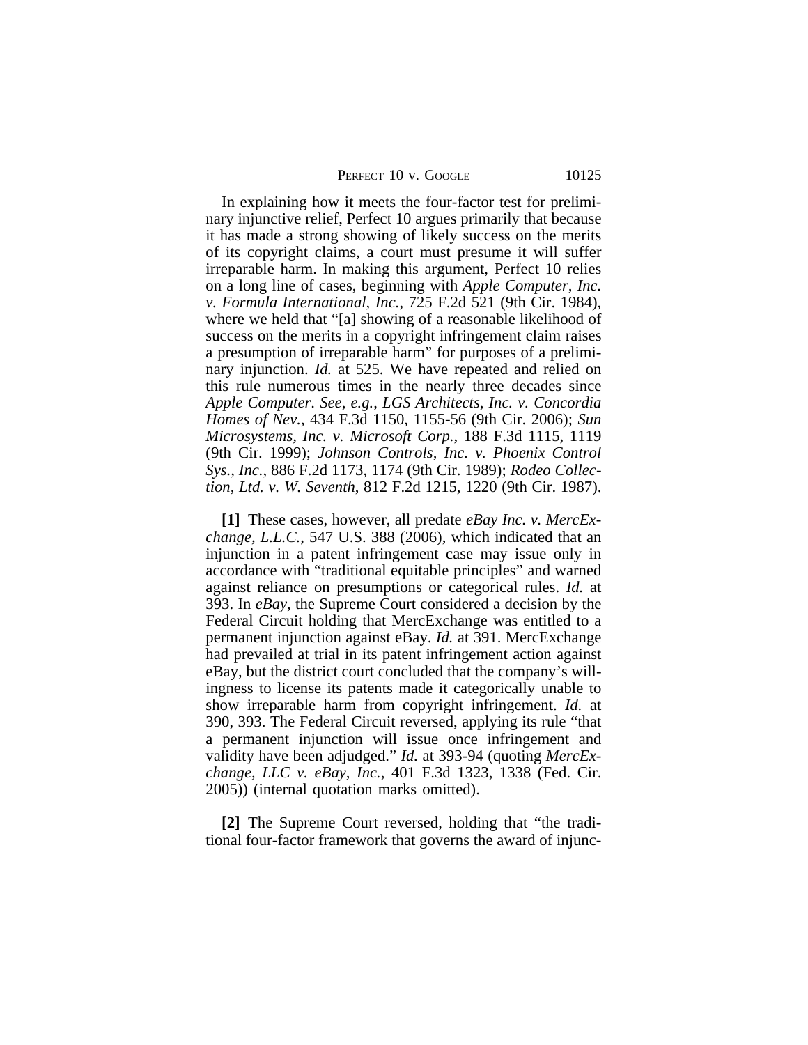In explaining how it meets the four-factor test for preliminary injunctive relief, Perfect 10 argues primarily that because it has made a strong showing of likely success on the merits of its copyright claims, a court must presume it will suffer irreparable harm. In making this argument, Perfect 10 relies on a long line of cases, beginning with *Apple Computer, Inc. v. Formula International, Inc.*, 725 F.2d 521 (9th Cir. 1984), where we held that "[a] showing of a reasonable likelihood of success on the merits in a copyright infringement claim raises a presumption of irreparable harm" for purposes of a preliminary injunction. *Id.* at 525. We have repeated and relied on this rule numerous times in the nearly three decades since *Apple Computer*. *See, e.g.*, *LGS Architects, Inc. v. Concordia Homes of Nev.*, 434 F.3d 1150, 1155-56 (9th Cir. 2006); *Sun Microsystems, Inc. v. Microsoft Corp.*, 188 F.3d 1115, 1119 (9th Cir. 1999); *Johnson Controls, Inc. v. Phoenix Control Sys., Inc.*, 886 F.2d 1173, 1174 (9th Cir. 1989); *Rodeo Collection, Ltd. v. W. Seventh*, 812 F.2d 1215, 1220 (9th Cir. 1987).

**[1]** These cases, however, all predate *eBay Inc. v. MercExchange, L.L.C.*, 547 U.S. 388 (2006), which indicated that an injunction in a patent infringement case may issue only in accordance with "traditional equitable principles" and warned against reliance on presumptions or categorical rules. *Id.* at 393. In *eBay*, the Supreme Court considered a decision by the Federal Circuit holding that MercExchange was entitled to a permanent injunction against eBay. *Id.* at 391. MercExchange had prevailed at trial in its patent infringement action against eBay, but the district court concluded that the company's willingness to license its patents made it categorically unable to show irreparable harm from copyright infringement. *Id.* at 390, 393. The Federal Circuit reversed, applying its rule "that a permanent injunction will issue once infringement and validity have been adjudged." *Id.* at 393-94 (quoting *MercExchange, LLC v. eBay, Inc.*, 401 F.3d 1323, 1338 (Fed. Cir. 2005)) (internal quotation marks omitted).

**[2]** The Supreme Court reversed, holding that "the traditional four-factor framework that governs the award of injunc-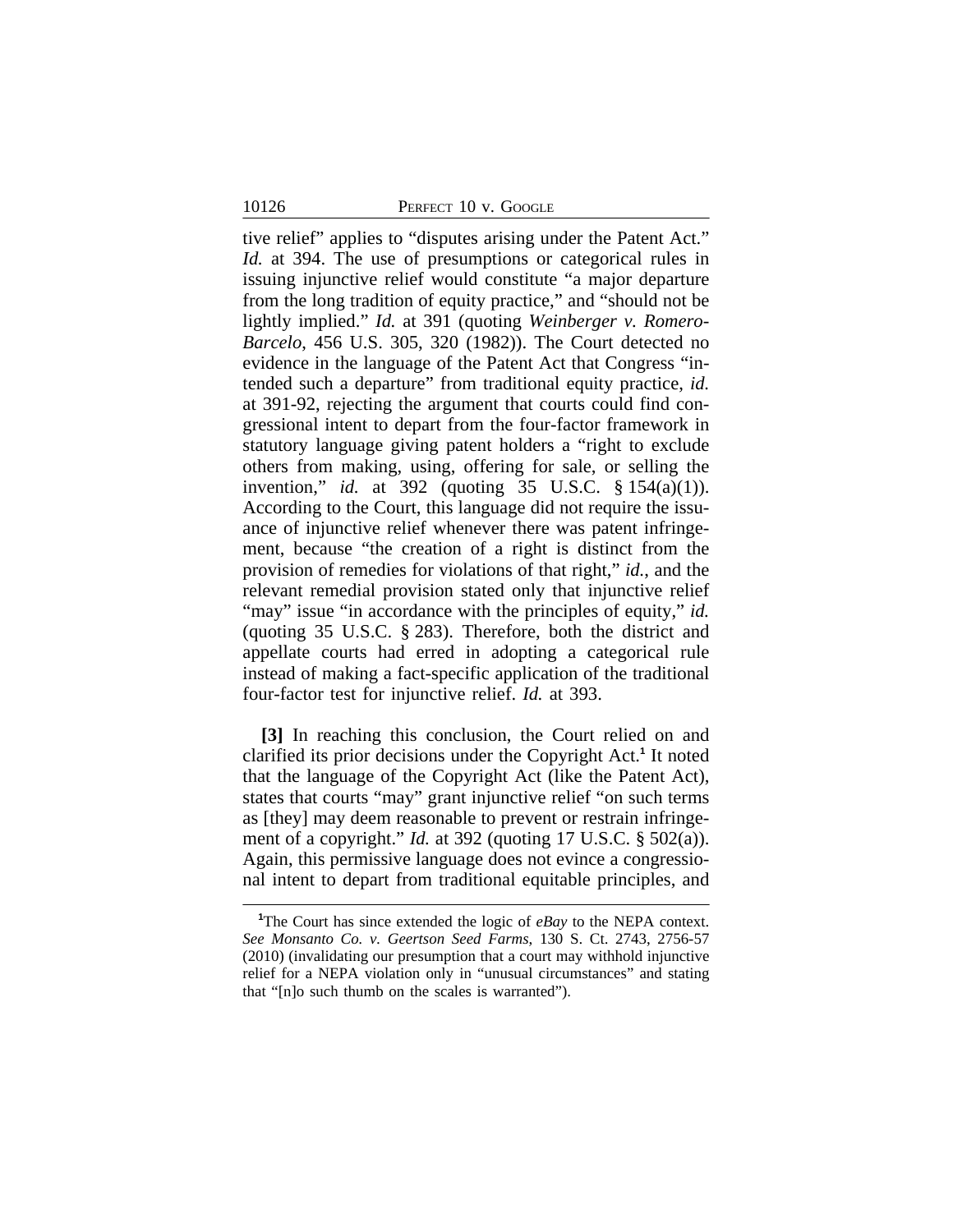tive relief" applies to "disputes arising under the Patent Act." *Id.* at 394. The use of presumptions or categorical rules in issuing injunctive relief would constitute "a major departure from the long tradition of equity practice," and "should not be lightly implied." *Id.* at 391 (quoting *Weinberger v. Romero-Barcelo*, 456 U.S. 305, 320 (1982)). The Court detected no evidence in the language of the Patent Act that Congress "intended such a departure" from traditional equity practice, *id.* at 391-92, rejecting the argument that courts could find congressional intent to depart from the four-factor framework in statutory language giving patent holders a "right to exclude others from making, using, offering for sale, or selling the invention," *id.* at 392 (quoting 35 U.S.C. § 154(a)(1)). According to the Court, this language did not require the issuance of injunctive relief whenever there was patent infringement, because "the creation of a right is distinct from the provision of remedies for violations of that right," *id.*, and the relevant remedial provision stated only that injunctive relief "may" issue "in accordance with the principles of equity," *id.* (quoting 35 U.S.C. § 283). Therefore, both the district and appellate courts had erred in adopting a categorical rule instead of making a fact-specific application of the traditional four-factor test for injunctive relief. *Id.* at 393.

**[3]** In reaching this conclusion, the Court relied on and clarified its prior decisions under the Copyright Act.[1] It noted that the language of the Copyright Act (like the Patent Act), states that courts "may" grant injunctive relief "on such terms as [they] may deem reasonable to prevent or restrain infringement of a copyright." *Id.* at 392 (quoting 17 U.S.C. § 502(a)). Again, this permissive language does not evince a congressional intent to depart from traditional equitable principles, and

[1]The Court has since extended the logic of *eBay* to the NEPA context. *See Monsanto Co. v. Geertson Seed Farms*, 130 S. Ct. 2743, 2756-57 (2010) (invalidating our presumption that a court may withhold injunctive relief for a NEPA violation only in "unusual circumstances" and stating that "[n]o such thumb on the scales is warranted").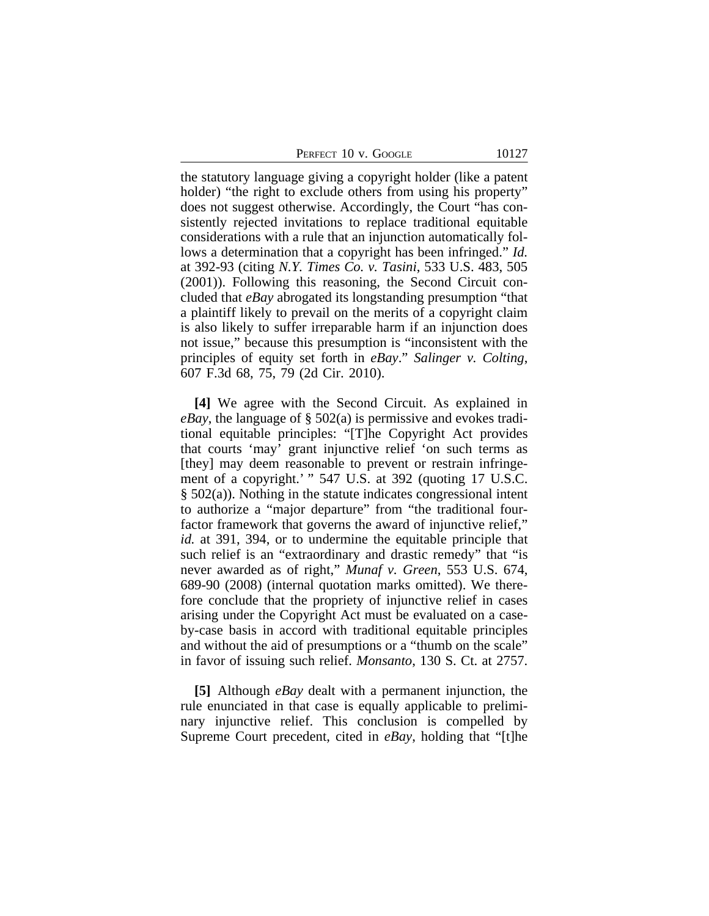the statutory language giving a copyright holder (like a patent holder) "the right to exclude others from using his property" does not suggest otherwise. Accordingly, the Court "has consistently rejected invitations to replace traditional equitable considerations with a rule that an injunction automatically follows a determination that a copyright has been infringed." *Id.* at 392-93 (citing *N.Y. Times Co. v. Tasini*, 533 U.S. 483, 505 (2001)). Following this reasoning, the Second Circuit concluded that *eBay* abrogated its longstanding presumption "that a plaintiff likely to prevail on the merits of a copyright claim is also likely to suffer irreparable harm if an injunction does not issue," because this presumption is "inconsistent with the principles of equity set forth in *eBay*." *Salinger v. Colting*, 607 F.3d 68, 75, 79 (2d Cir. 2010).

**[4]** We agree with the Second Circuit. As explained in *eBay*, the language of § 502(a) is permissive and evokes traditional equitable principles: "[T]he Copyright Act provides that courts 'may' grant injunctive relief 'on such terms as [they] may deem reasonable to prevent or restrain infringement of a copyright.' " 547 U.S. at 392 (quoting 17 U.S.C. § 502(a)). Nothing in the statute indicates congressional intent to authorize a "major departure" from "the traditional four-factor framework that governs the award of injunctive relief," *id.* at 391, 394, or to undermine the equitable principle that such relief is an "extraordinary and drastic remedy" that "is never awarded as of right," *Munaf v. Green*, 553 U.S. 674, 689-90 (2008) (internal quotation marks omitted). We therefore conclude that the propriety of injunctive relief in cases arising under the Copyright Act must be evaluated on a case-by-case basis in accord with traditional equitable principles and without the aid of presumptions or a "thumb on the scale" in favor of issuing such relief. *Monsanto*, 130 S. Ct. at 2757.

**[5]** Although *eBay* dealt with a permanent injunction, the rule enunciated in that case is equally applicable to preliminary injunctive relief. This conclusion is compelled by Supreme Court precedent, cited in *eBay*, holding that "[t]he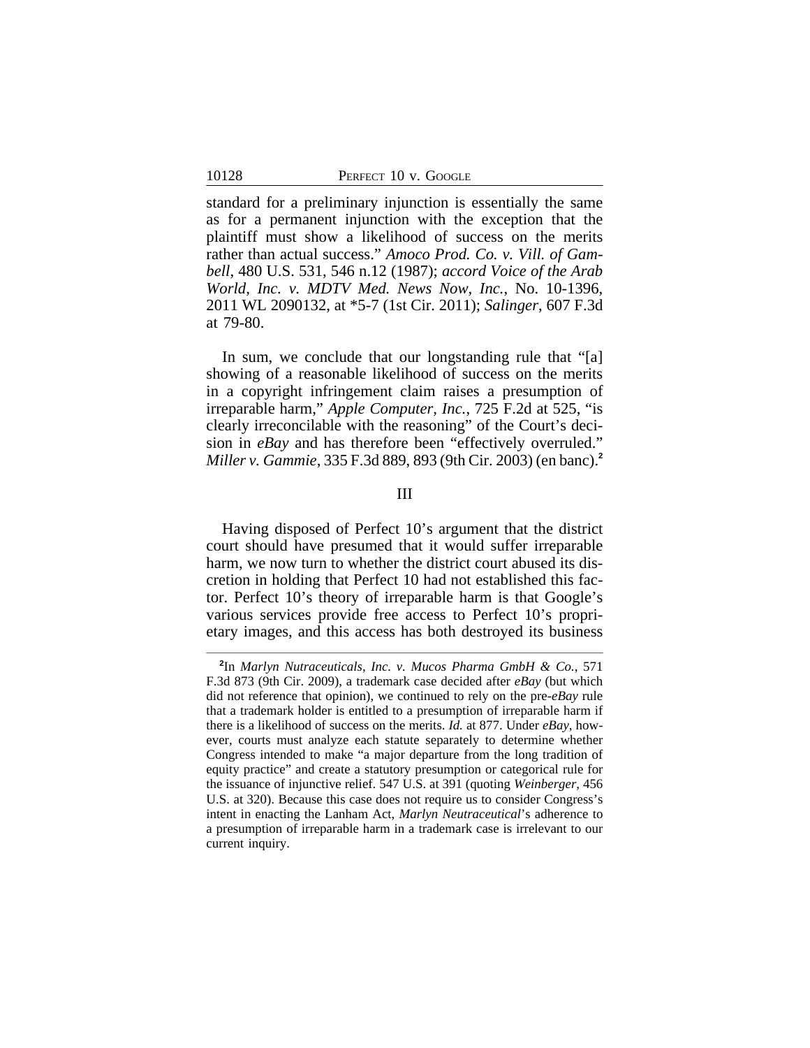standard for a preliminary injunction is essentially the same as for a permanent injunction with the exception that the plaintiff must show a likelihood of success on the merits rather than actual success." *Amoco Prod. Co. v. Vill. of Gambell*, 480 U.S. 531, 546 n.12 (1987); *accord Voice of the Arab World, Inc. v. MDTV Med. News Now, Inc.*, No. 10-1396, 2011 WL 2090132, at *5-7 (1st Cir. 2011); *Salinger*, 607 F.3d at 79-80.

In sum, we conclude that our longstanding rule that "[a] showing of a reasonable likelihood of success on the merits in a copyright infringement claim raises a presumption of irreparable harm," *Apple Computer, Inc.*, 725 F.2d at 525, "is clearly irreconcilable with the reasoning" of the Court's decision in *eBay* and has therefore been "effectively overruled." *Miller v. Gammie*, 335 F.3d 889, 893 (9th Cir. 2003) (en banc).[2]

## III

Having disposed of Perfect 10's argument that the district court should have presumed that it would suffer irreparable harm, we now turn to whether the district court abused its discretion in holding that Perfect 10 had not established this factor. Perfect 10's theory of irreparable harm is that Google's various services provide free access to Perfect 10's proprietary images, and this access has both destroyed its business

---

[2]In *Marlyn Nutraceuticals, Inc. v. Mucos Pharma GmbH & Co.*, 571 F.3d 873 (9th Cir. 2009), a trademark case decided after *eBay* (but which did not reference that opinion), we continued to rely on the pre-*eBay* rule that a trademark holder is entitled to a presumption of irreparable harm if there is a likelihood of success on the merits. *Id.* at 877. Under *eBay*, however, courts must analyze each statute separately to determine whether Congress intended to make "a major departure from the long tradition of equity practice" and create a statutory presumption or categorical rule for the issuance of injunctive relief. 547 U.S. at 391 (quoting *Weinberger*, 456 U.S. at 320). Because this case does not require us to consider Congress's intent in enacting the Lanham Act, *Marlyn Neutraceutical*'s adherence to a presumption of irreparable harm in a trademark case is irrelevant to our current inquiry.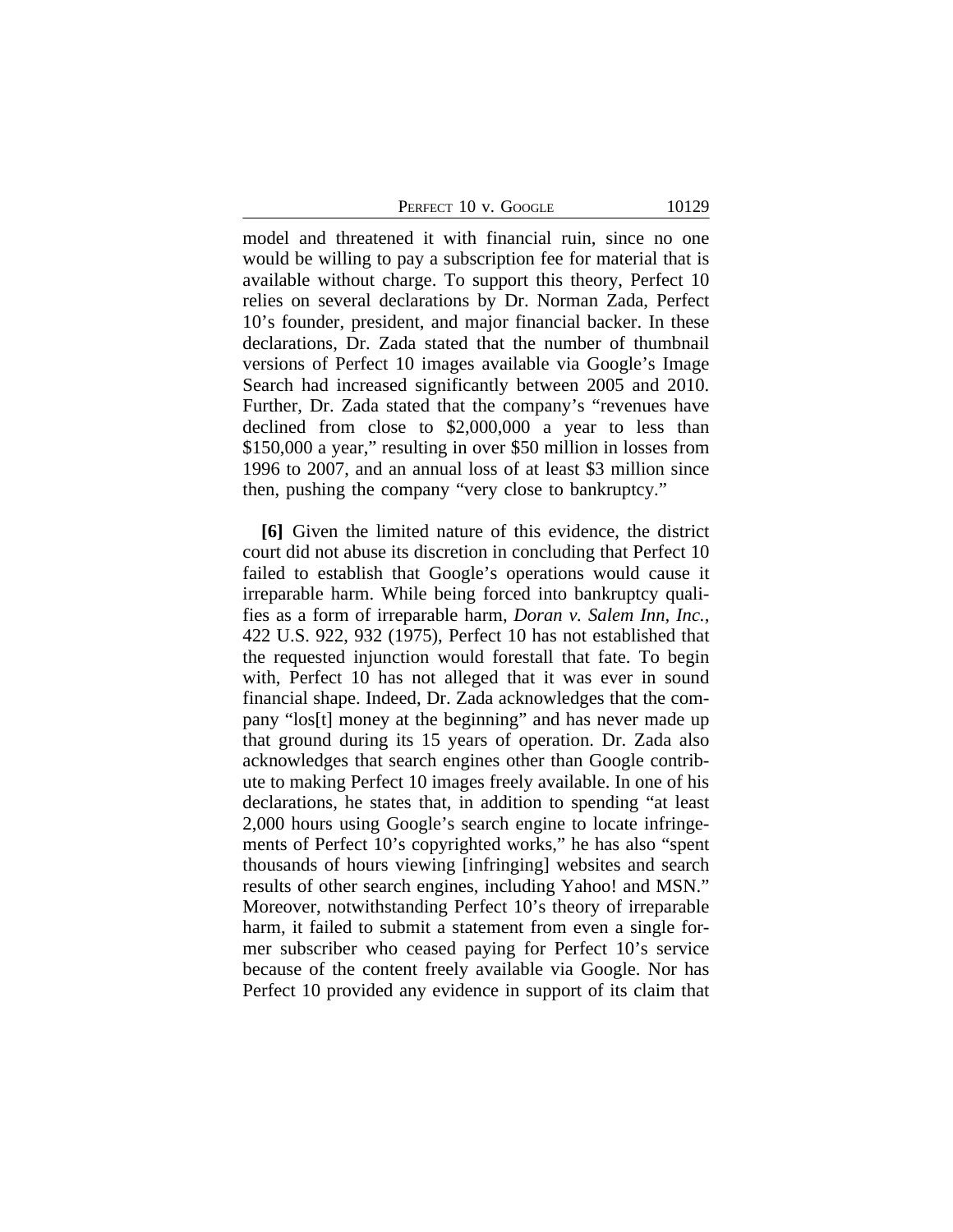model and threatened it with financial ruin, since no one would be willing to pay a subscription fee for material that is available without charge. To support this theory, Perfect 10 relies on several declarations by Dr. Norman Zada, Perfect 10's founder, president, and major financial backer. In these declarations, Dr. Zada stated that the number of thumbnail versions of Perfect 10 images available via Google's Image Search had increased significantly between 2005 and 2010. Further, Dr. Zada stated that the company's "revenues have declined from close to $2,000,000 a year to less than $150,000 a year," resulting in over $50 million in losses from 1996 to 2007, and an annual loss of at least $3 million since then, pushing the company "very close to bankruptcy."

**[6]** Given the limited nature of this evidence, the district court did not abuse its discretion in concluding that Perfect 10 failed to establish that Google's operations would cause it irreparable harm. While being forced into bankruptcy qualifies as a form of irreparable harm, *Doran v. Salem Inn, Inc.*, 422 U.S. 922, 932 (1975), Perfect 10 has not established that the requested injunction would forestall that fate. To begin with, Perfect 10 has not alleged that it was ever in sound financial shape. Indeed, Dr. Zada acknowledges that the company "los[t] money at the beginning" and has never made up that ground during its 15 years of operation. Dr. Zada also acknowledges that search engines other than Google contribute to making Perfect 10 images freely available. In one of his declarations, he states that, in addition to spending "at least 2,000 hours using Google's search engine to locate infringements of Perfect 10's copyrighted works," he has also "spent thousands of hours viewing [infringing] websites and search results of other search engines, including Yahoo! and MSN." Moreover, notwithstanding Perfect 10's theory of irreparable harm, it failed to submit a statement from even a single former subscriber who ceased paying for Perfect 10's service because of the content freely available via Google. Nor has Perfect 10 provided any evidence in support of its claim that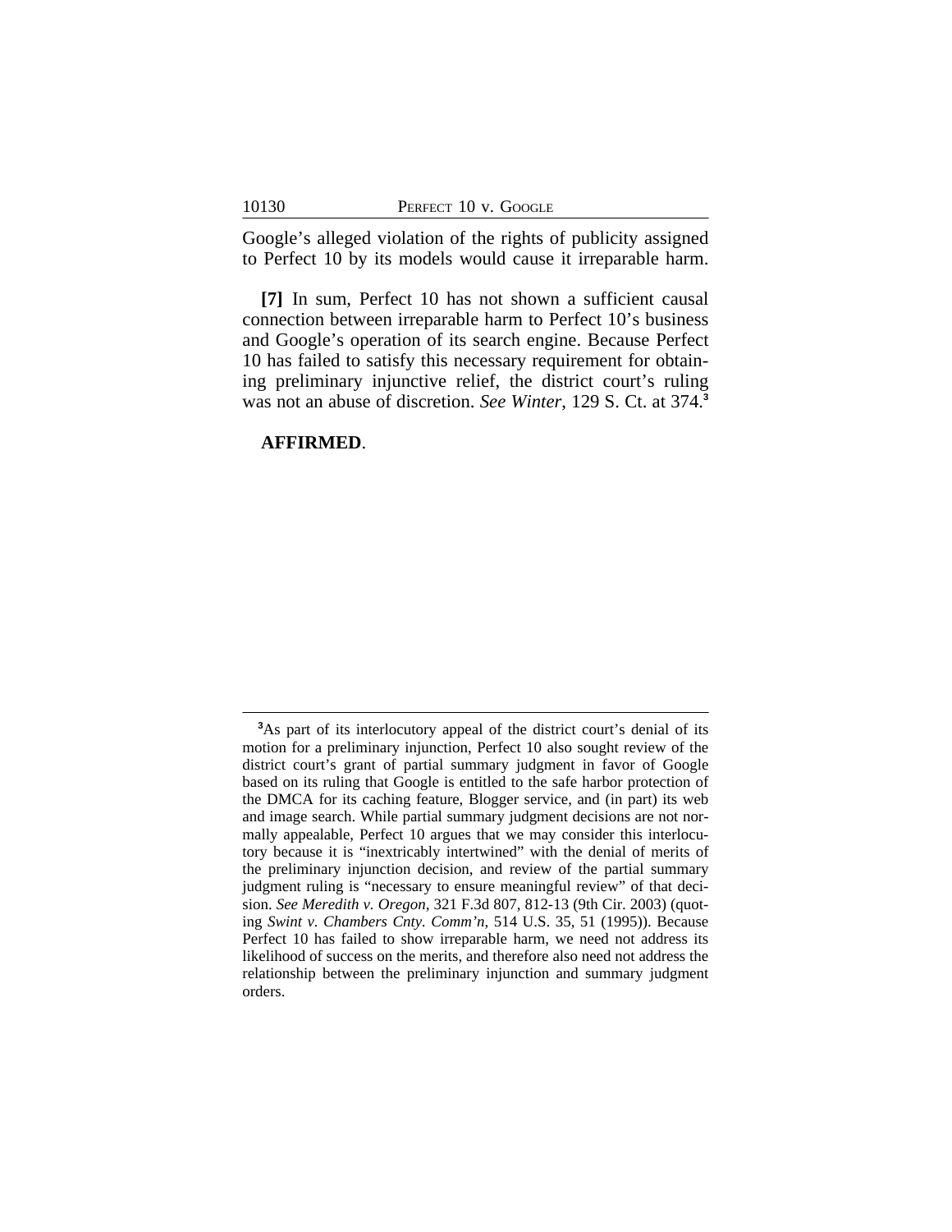Google's alleged violation of the rights of publicity assigned to Perfect 10 by its models would cause it irreparable harm.

**[7]** In sum, Perfect 10 has not shown a sufficient causal connection between irreparable harm to Perfect 10's business and Google's operation of its search engine. Because Perfect 10 has failed to satisfy this necessary requirement for obtaining preliminary injunctive relief, the district court's ruling was not an abuse of discretion. *See Winter*, 129 S. Ct. at 374.[3]

**AFFIRMED**.

---

[3]As part of its interlocutory appeal of the district court's denial of its motion for a preliminary injunction, Perfect 10 also sought review of the district court's grant of partial summary judgment in favor of Google based on its ruling that Google is entitled to the safe harbor protection of the DMCA for its caching feature, Blogger service, and (in part) its web and image search. While partial summary judgment decisions are not normally appealable, Perfect 10 argues that we may consider this interlocutory because it is "inextricably intertwined" with the denial of merits of the preliminary injunction decision, and review of the partial summary judgment ruling is "necessary to ensure meaningful review" of that decision. *See Meredith v. Oregon*, 321 F.3d 807, 812-13 (9th Cir. 2003) (quoting *Swint v. Chambers Cnty. Comm'n,* 514 U.S. 35, 51 (1995)). Because Perfect 10 has failed to show irreparable harm, we need not address its likelihood of success on the merits, and therefore also need not address the relationship between the preliminary injunction and summary judgment orders.